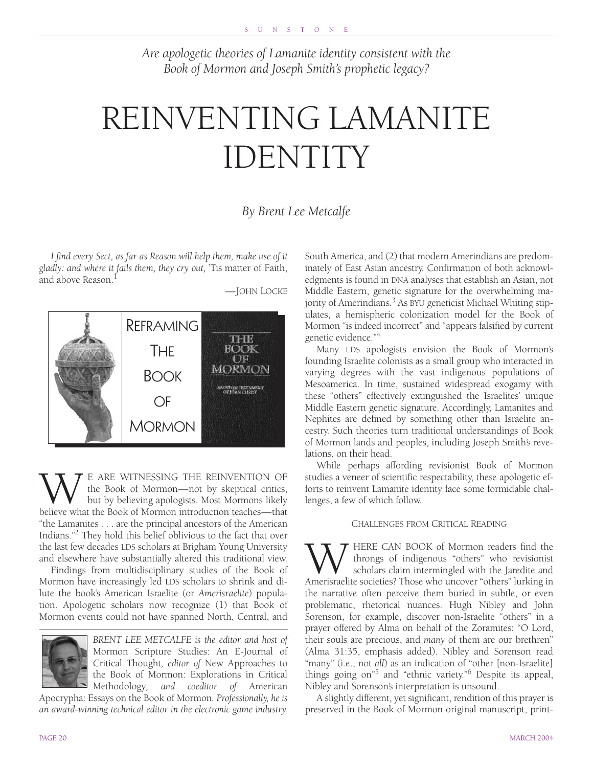*Are apologetic theories of Lamanite identity consistent with the Book of Mormon and Joseph Smith's prophetic legacy?*

# REINVENTING LAMANITE IDENTITY

*By Brent Lee Metcalfe*

*I find every Sect, as far as Reason will help them, make use of it gladly: and where it fails them, they cry out,* 'Tis matter of Faith, and above Reason.[1]

—JOHN LOCKE

REFRAMING THE BOOK OF MORMON

WE ARE WITNESSING THE REINVENTION OF the Book of Mormon—not by skeptical critics, but by believing apologists. Most Mormons likely believe what the Book of Mormon introduction teaches—that "the Lamanites . . . are the principal ancestors of the American Indians."[2] They hold this belief oblivious to the fact that over the last few decades LDS scholars at Brigham Young University and elsewhere have substantially altered this traditional view.

Findings from multidisciplinary studies of the Book of Mormon have increasingly led LDS scholars to shrink and dilute the book's American Israelite (or *Amerisraelite*) population. Apologetic scholars now recognize (1) that Book of Mormon events could not have spanned North, Central, and South America, and (2) that modern Amerindians are predominately of East Asian ancestry. Confirmation of both acknowledgments is found in DNA analyses that establish an Asian, not Middle Eastern, genetic signature for the overwhelming majority of Amerindians.[3] As BYU geneticist Michael Whiting stipulates, a hemispheric colonization model for the Book of Mormon "is indeed incorrect" and "appears falsified by current genetic evidence."[4]

Many LDS apologists envision the Book of Mormon's founding Israelite colonists as a small group who interacted in varying degrees with the vast indigenous populations of Mesoamerica. In time, sustained widespread exogamy with these "others" effectively extinguished the Israelites' unique Middle Eastern genetic signature. Accordingly, Lamanites and Nephites are defined by something other than Israelite ancestry. Such theories turn traditional understandings of Book of Mormon lands and peoples, including Joseph Smith's revelations, on their head.

While perhaps affording revisionist Book of Mormon studies a veneer of scientific respectability, these apologetic efforts to reinvent Lamanite identity face some formidable challenges, a few of which follow.

*BRENT LEE METCALFE is the editor and host of* Mormon Scripture Studies: An E-Journal of Critical Thought, *editor of* New Approaches to the Book of Mormon: Explorations in Critical Methodology, *and coeditor of* American Apocrypha: Essays on the Book of Mormon. *Professionally, he is an award-winning technical editor in the electronic game industry.*

## CHALLENGES FROM CRITICAL READING

WHERE CAN BOOK of Mormon readers find the throngs of indigenous "others" who revisionist scholars claim intermingled with the Jaredite and Amerisraelite societies? Those who uncover "others" lurking in the narrative often perceive them buried in subtle, or even problematic, rhetorical nuances. Hugh Nibley and John Sorenson, for example, discover non-Israelite "others" in a prayer offered by Alma on behalf of the Zoramites: "O Lord, their souls are precious, and *many* of them are our brethren" (Alma 31:35, emphasis added). Nibley and Sorenson read "many" (i.e., not *all*) as an indication of "other [non-Israelite] things going on"[5] and "ethnic variety."[6] Despite its appeal, Nibley and Sorenson's interpretation is unsound.

A slightly different, yet significant, rendition of this prayer is preserved in the Book of Mormon original manuscript, print-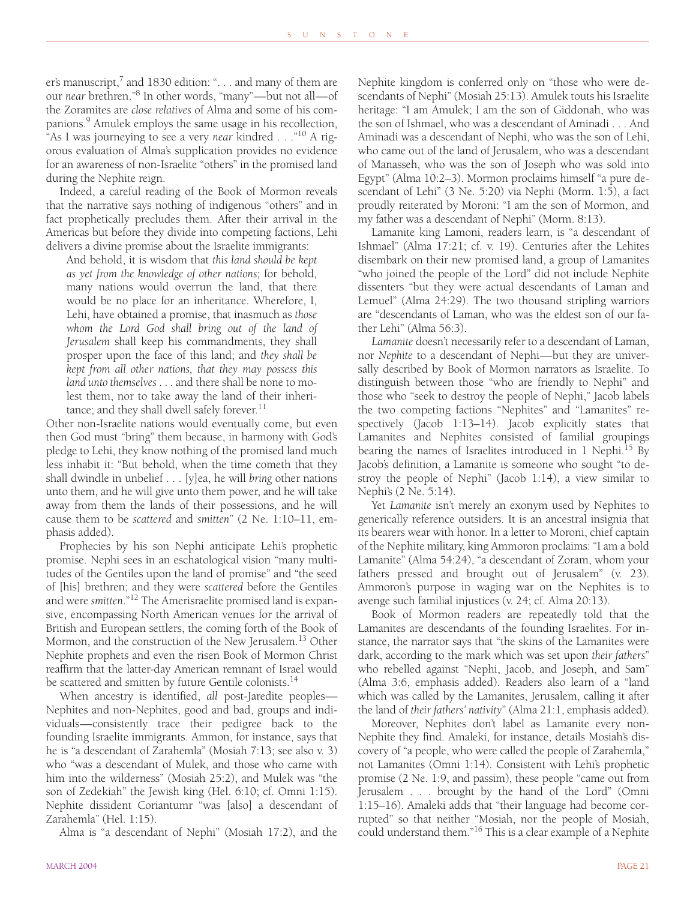er's manuscript,[7] and 1830 edition: ". . . and many of them are our *near* brethren."[8] In other words, "many"—but not all—of the Zoramites are *close relatives* of Alma and some of his companions.[9] Amulek employs the same usage in his recollection, "As I was journeying to see a very *near* kindred . . ."[10] A rigorous evaluation of Alma's supplication provides no evidence for an awareness of non-Israelite "others" in the promised land during the Nephite reign.

Indeed, a careful reading of the Book of Mormon reveals that the narrative says nothing of indigenous "others" and in fact prophetically precludes them. After their arrival in the Americas but before they divide into competing factions, Lehi delivers a divine promise about the Israelite immigrants:

> And behold, it is wisdom that *this land should be kept as yet from the knowledge of other nations*; for behold, many nations would overrun the land, that there would be no place for an inheritance. Wherefore, I, Lehi, have obtained a promise, that inasmuch as *those whom the Lord God shall bring out of the land of Jerusalem* shall keep his commandments, they shall prosper upon the face of this land; and *they shall be kept from all other nations, that they may possess this land unto themselves* . . . and there shall be none to molest them, nor to take away the land of their inheritance; and they shall dwell safely forever.[11]

Other non-Israelite nations would eventually come, but even then God must "bring" them because, in harmony with God's pledge to Lehi, they know nothing of the promised land much less inhabit it: "But behold, when the time cometh that they shall dwindle in unbelief . . . [y]ea, he will *bring* other nations unto them, and he will give unto them power, and he will take away from them the lands of their possessions, and he will cause them to be *scattered* and *smitten*" (2 Ne. 1:10–11, emphasis added).

Prophecies by his son Nephi anticipate Lehi's prophetic promise. Nephi sees in an eschatological vision "many multitudes of the Gentiles upon the land of promise" and "the seed of [his] brethren; and they were *scattered* before the Gentiles and were *smitten*."[12] The Amerisraelite promised land is expansive, encompassing North American venues for the arrival of British and European settlers, the coming forth of the Book of Mormon, and the construction of the New Jerusalem.[13] Other Nephite prophets and even the risen Book of Mormon Christ reaffirm that the latter-day American remnant of Israel would be scattered and smitten by future Gentile colonists.[14]

When ancestry is identified, *all* post-Jaredite peoples—Nephites and non-Nephites, good and bad, groups and individuals—consistently trace their pedigree back to the founding Israelite immigrants. Ammon, for instance, says that he is "a descendant of Zarahemla" (Mosiah 7:13; see also v. 3) who "was a descendant of Mulek, and those who came with him into the wilderness" (Mosiah 25:2), and Mulek was "the son of Zedekiah" the Jewish king (Hel. 6:10; cf. Omni 1:15). Nephite dissident Coriantumr "was [also] a descendant of Zarahemla" (Hel. 1:15).

Alma is "a descendant of Nephi" (Mosiah 17:2), and the Nephite kingdom is conferred only on "those who were descendants of Nephi" (Mosiah 25:13). Amulek touts his Israelite heritage: "I am Amulek; I am the son of Giddonah, who was the son of Ishmael, who was a descendant of Aminadi . . . And Aminadi was a descendant of Nephi, who was the son of Lehi, who came out of the land of Jerusalem, who was a descendant of Manasseh, who was the son of Joseph who was sold into Egypt" (Alma 10:2–3). Mormon proclaims himself "a pure descendant of Lehi" (3 Ne. 5:20) via Nephi (Morm. 1:5), a fact proudly reiterated by Moroni: "I am the son of Mormon, and my father was a descendant of Nephi" (Morm. 8:13).

Lamanite king Lamoni, readers learn, is "a descendant of Ishmael" (Alma 17:21; cf. v. 19). Centuries after the Lehites disembark on their new promised land, a group of Lamanites "who joined the people of the Lord" did not include Nephite dissenters "but they were actual descendants of Laman and Lemuel" (Alma 24:29). The two thousand stripling warriors are "descendants of Laman, who was the eldest son of our father Lehi" (Alma 56:3).

*Lamanite* doesn't necessarily refer to a descendant of Laman, nor *Nephite* to a descendant of Nephi—but they are universally described by Book of Mormon narrators as Israelite. To distinguish between those "who are friendly to Nephi" and those who "seek to destroy the people of Nephi," Jacob labels the two competing factions "Nephites" and "Lamanites" respectively (Jacob 1:13–14). Jacob explicitly states that Lamanites and Nephites consisted of familial groupings bearing the names of Israelites introduced in 1 Nephi.[15] By Jacob's definition, a Lamanite is someone who sought "to destroy the people of Nephi" (Jacob 1:14), a view similar to Nephi's (2 Ne. 5:14).

Yet *Lamanite* isn't merely an exonym used by Nephites to generically reference outsiders. It is an ancestral insignia that its bearers wear with honor. In a letter to Moroni, chief captain of the Nephite military, king Ammoron proclaims: "I am a bold Lamanite" (Alma 54:24), "a descendant of Zoram, whom your fathers pressed and brought out of Jerusalem" (v. 23). Ammoron's purpose in waging war on the Nephites is to avenge such familial injustices (v. 24; cf. Alma 20:13).

Book of Mormon readers are repeatedly told that the Lamanites are descendants of the founding Israelites. For instance, the narrator says that "the skins of the Lamanites were dark, according to the mark which was set upon *their fathers*" who rebelled against "Nephi, Jacob, and Joseph, and Sam" (Alma 3:6, emphasis added). Readers also learn of a "land which was called by the Lamanites, Jerusalem, calling it after the land of *their fathers' nativity*" (Alma 21:1, emphasis added).

Moreover, Nephites don't label as Lamanite every non-Nephite they find. Amaleki, for instance, details Mosiah's discovery of "a people, who were called the people of Zarahemla," not Lamanites (Omni 1:14). Consistent with Lehi's prophetic promise (2 Ne. 1:9, and passim), these people "came out from Jerusalem . . . brought by the hand of the Lord" (Omni 1:15–16). Amaleki adds that "their language had become corrupted" so that neither "Mosiah, nor the people of Mosiah, could understand them."[16] This is a clear example of a Nephite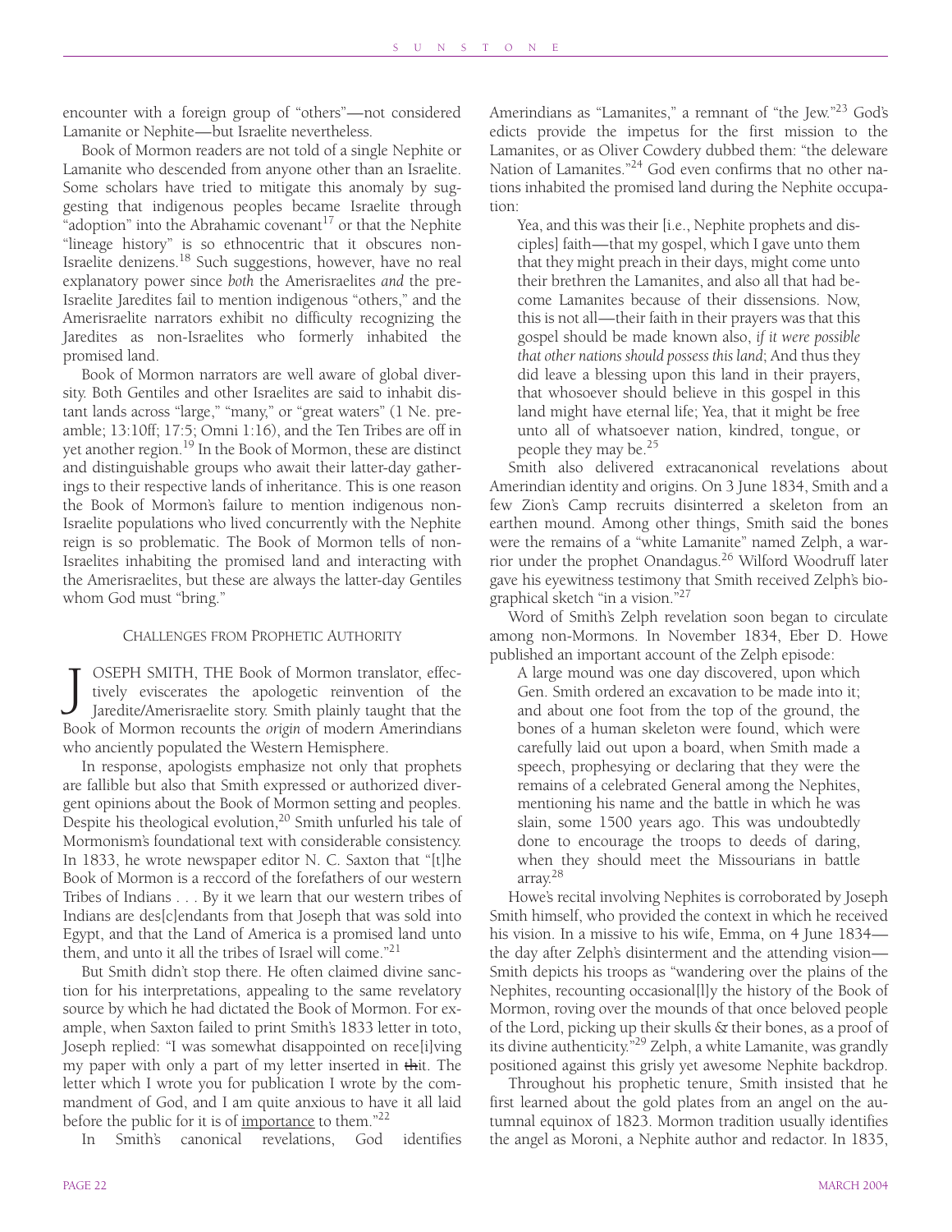encounter with a foreign group of "others"—not considered Lamanite or Nephite—but Israelite nevertheless.

Book of Mormon readers are not told of a single Nephite or Lamanite who descended from anyone other than an Israelite. Some scholars have tried to mitigate this anomaly by suggesting that indigenous peoples became Israelite through "adoption" into the Abrahamic covenant[17] or that the Nephite "lineage history" is so ethnocentric that it obscures non-Israelite denizens.[18] Such suggestions, however, have no real explanatory power since *both* the Amerisraelites *and* the pre-Israelite Jaredites fail to mention indigenous "others," and the Amerisraelite narrators exhibit no difficulty recognizing the Jaredites as non-Israelites who formerly inhabited the promised land.

Book of Mormon narrators are well aware of global diversity. Both Gentiles and other Israelites are said to inhabit distant lands across "large," "many," or "great waters" (1 Ne. preamble; 13:10ff; 17:5; Omni 1:16), and the Ten Tribes are off in yet another region.[19] In the Book of Mormon, these are distinct and distinguishable groups who await their latter-day gatherings to their respective lands of inheritance. This is one reason the Book of Mormon's failure to mention indigenous non-Israelite populations who lived concurrently with the Nephite reign is so problematic. The Book of Mormon tells of non-Israelites inhabiting the promised land and interacting with the Amerisraelites, but these are always the latter-day Gentiles whom God must "bring."

## CHALLENGES FROM PROPHETIC AUTHORITY

JOSEPH SMITH, THE Book of Mormon translator, effectively eviscerates the apologetic reinvention of the Jaredite/Amerisraelite story. Smith plainly taught that the Book of Mormon recounts the *origin* of modern Amerindians who anciently populated the Western Hemisphere.

In response, apologists emphasize not only that prophets are fallible but also that Smith expressed or authorized divergent opinions about the Book of Mormon setting and peoples. Despite his theological evolution,[20] Smith unfurled his tale of Mormonism's foundational text with considerable consistency. In 1833, he wrote newspaper editor N. C. Saxton that "[t]he Book of Mormon is a reccord of the forefathers of our western Tribes of Indians . . . By it we learn that our western tribes of Indians are des[c]endants from that Joseph that was sold into Egypt, and that the Land of America is a promised land unto them, and unto it all the tribes of Israel will come."[21]

But Smith didn't stop there. He often claimed divine sanction for his interpretations, appealing to the same revelatory source by which he had dictated the Book of Mormon. For example, when Saxton failed to print Smith's 1833 letter in toto, Joseph replied: "I was somewhat disappointed on rece[i]ving my paper with only a part of my letter inserted in ~~th~~it. The letter which I wrote you for publication I wrote by the commandment of God, and I am quite anxious to have it all laid before the public for it is of <u>importance</u> to them."[22]

In Smith's canonical revelations, God identifies Amerindians as "Lamanites," a remnant of "the Jew."[23] God's edicts provide the impetus for the first mission to the Lamanites, or as Oliver Cowdery dubbed them: "the deleware Nation of Lamanites."[24] God even confirms that no other nations inhabited the promised land during the Nephite occupation:

> Yea, and this was their [i.e., Nephite prophets and disciples] faith—that my gospel, which I gave unto them that they might preach in their days, might come unto their brethren the Lamanites, and also all that had become Lamanites because of their dissensions. Now, this is not all—their faith in their prayers was that this gospel should be made known also, *if it were possible that other nations should possess this land*; And thus they did leave a blessing upon this land in their prayers, that whosoever should believe in this gospel in this land might have eternal life; Yea, that it might be free unto all of whatsoever nation, kindred, tongue, or people they may be.[25]

Smith also delivered extracanonical revelations about Amerindian identity and origins. On 3 June 1834, Smith and a few Zion's Camp recruits disinterred a skeleton from an earthen mound. Among other things, Smith said the bones were the remains of a "white Lamanite" named Zelph, a warrior under the prophet Onandagus.[26] Wilford Woodruff later gave his eyewitness testimony that Smith received Zelph's biographical sketch "in a vision."[27]

Word of Smith's Zelph revelation soon began to circulate among non-Mormons. In November 1834, Eber D. Howe published an important account of the Zelph episode:

> A large mound was one day discovered, upon which Gen. Smith ordered an excavation to be made into it; and about one foot from the top of the ground, the bones of a human skeleton were found, which were carefully laid out upon a board, when Smith made a speech, prophesying or declaring that they were the remains of a celebrated General among the Nephites, mentioning his name and the battle in which he was slain, some 1500 years ago. This was undoubtedly done to encourage the troops to deeds of daring, when they should meet the Missourians in battle array.[28]

Howe's recital involving Nephites is corroborated by Joseph Smith himself, who provided the context in which he received his vision. In a missive to his wife, Emma, on 4 June 1834—the day after Zelph's disinterment and the attending vision—Smith depicts his troops as "wandering over the plains of the Nephites, recounting occasional[l]y the history of the Book of Mormon, roving over the mounds of that once beloved people of the Lord, picking up their skulls & their bones, as a proof of its divine authenticity."[29] Zelph, a white Lamanite, was grandly positioned against this grisly yet awesome Nephite backdrop.

Throughout his prophetic tenure, Smith insisted that he first learned about the gold plates from an angel on the autumnal equinox of 1823. Mormon tradition usually identifies the angel as Moroni, a Nephite author and redactor. In 1835,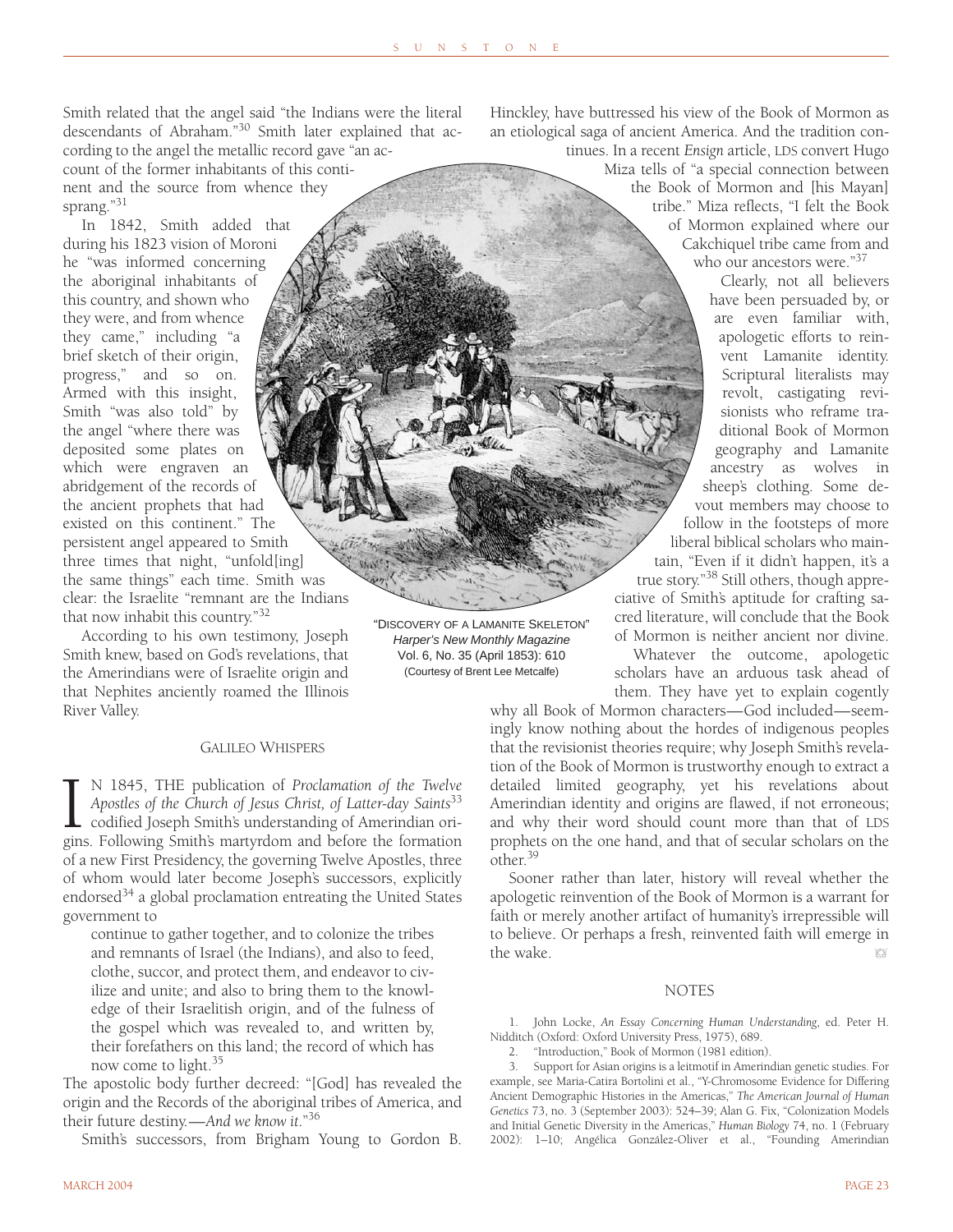Smith related that the angel said "the Indians were the literal descendants of Abraham."[30] Smith later explained that according to the angel the metallic record gave "an account of the former inhabitants of this continent and the source from whence they sprang."[31]

In 1842, Smith added that during his 1823 vision of Moroni he "was informed concerning the aboriginal inhabitants of this country, and shown who they were, and from whence they came," including "a brief sketch of their origin, progress," and so on. Armed with this insight, Smith "was also told" by the angel "where there was deposited some plates on which were engraven an abridgement of the records of the ancient prophets that had existed on this continent." The persistent angel appeared to Smith three times that night, "unfold[ing] the same things" each time. Smith was clear: the Israelite "remnant are the Indians that now inhabit this country."[32]

According to his own testimony, Joseph Smith knew, based on God's revelations, that the Amerindians were of Israelite origin and that Nephites anciently roamed the Illinois River Valley.

"DISCOVERY OF A LAMANITE SKELETON"
*Harper's New Monthly Magazine*
Vol. 6, No. 35 (April 1853): 610
(Courtesy of Brent Lee Metcalfe)

## GALILEO WHISPERS

IN 1845, THE publication of *Proclamation of the Twelve Apostles of the Church of Jesus Christ, of Latter-day Saints*[33] codified Joseph Smith's understanding of Amerindian origins. Following Smith's martyrdom and before the formation of a new First Presidency, the governing Twelve Apostles, three of whom would later become Joseph's successors, explicitly endorsed[34] a global proclamation entreating the United States government to

> continue to gather together, and to colonize the tribes and remnants of Israel (the Indians), and also to feed, clothe, succor, and protect them, and endeavor to civilize and unite; and also to bring them to the knowledge of their Israelitish origin, and of the fulness of the gospel which was revealed to, and written by, their forefathers on this land; the record of which has now come to light.[35]

The apostolic body further decreed: "[God] has revealed the origin and the Records of the aboriginal tribes of America, and their future destiny.—*And we know it*."[36]

Smith's successors, from Brigham Young to Gordon B. Hinckley, have buttressed his view of the Book of Mormon as an etiological saga of ancient America. And the tradition continues. In a recent *Ensign* article, LDS convert Hugo Miza tells of "a special connection between the Book of Mormon and [his Mayan] tribe." Miza reflects, "I felt the Book of Mormon explained where our Cakchiquel tribe came from and who our ancestors were."[37]

Clearly, not all believers have been persuaded by, or are even familiar with, apologetic efforts to reinvent Lamanite identity. Scriptural literalists may revolt, castigating revisionists who reframe traditional Book of Mormon geography and Lamanite ancestry as wolves in sheep's clothing. Some devout members may choose to follow in the footsteps of more liberal biblical scholars who maintain, "Even if it didn't happen, it's a true story."[38] Still others, though appreciative of Smith's aptitude for crafting sacred literature, will conclude that the Book of Mormon is neither ancient nor divine.

Whatever the outcome, apologetic scholars have an arduous task ahead of them. They have yet to explain cogently why all Book of Mormon characters—God included—seemingly know nothing about the hordes of indigenous peoples that the revisionist theories require; why Joseph Smith's revelation of the Book of Mormon is trustworthy enough to extract a detailed limited geography, yet his revelations about Amerindian identity and origins are flawed, if not erroneous; and why their word should count more than that of LDS prophets on the one hand, and that of secular scholars on the other.[39]

Sooner rather than later, history will reveal whether the apologetic reinvention of the Book of Mormon is a warrant for faith or merely another artifact of humanity's irrepressible will to believe. Or perhaps a fresh, reinvented faith will emerge in the wake.

## NOTES

1. John Locke, *An Essay Concerning Human Understanding*, ed. Peter H. Nidditch (Oxford: Oxford University Press, 1975), 689.

2. "Introduction," Book of Mormon (1981 edition).

3. Support for Asian origins is a leitmotif in Amerindian genetic studies. For example, see Maria-Catira Bortolini et al., "Y-Chromosome Evidence for Differing Ancient Demographic Histories in the Americas," *The American Journal of Human Genetics* 73, no. 3 (September 2003): 524–39; Alan G. Fix, "Colonization Models and Initial Genetic Diversity in the Americas," *Human Biology* 74, no. 1 (February 2002): 1–10; Angélica González-Oliver et al., "Founding Amerindian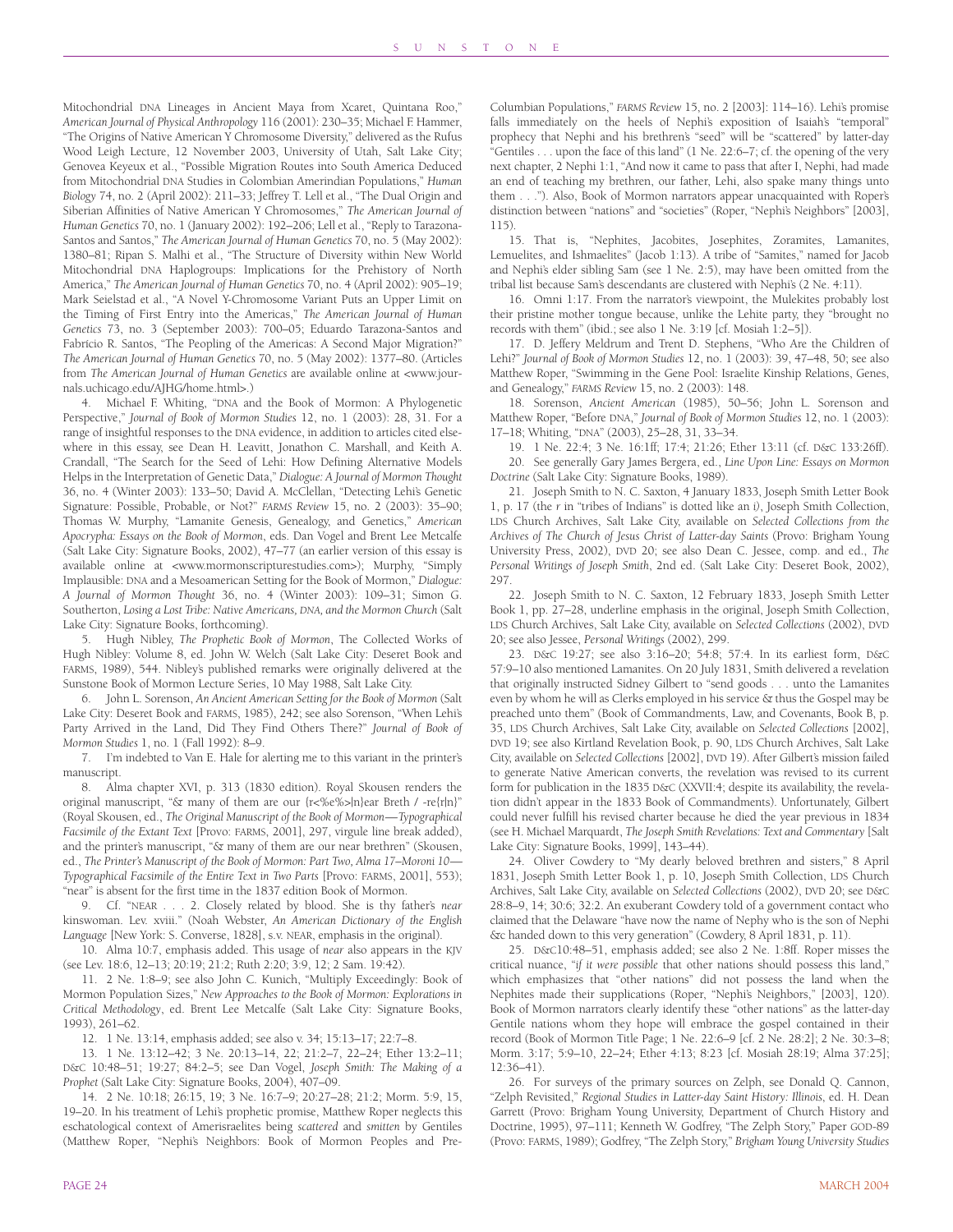Mitochondrial DNA Lineages in Ancient Maya from Xcaret, Quintana Roo," *American Journal of Physical Anthropology* 116 (2001): 230–35; Michael F. Hammer, "The Origins of Native American Y Chromosome Diversity," delivered as the Rufus Wood Leigh Lecture, 12 November 2003, University of Utah, Salt Lake City; Genovea Keyeux et al., "Possible Migration Routes into South America Deduced from Mitochondrial DNA Studies in Colombian Amerindian Populations," *Human Biology* 74, no. 2 (April 2002): 211–33; Jeffrey T. Lell et al., "The Dual Origin and Siberian Affinities of Native American Y Chromosomes," *The American Journal of Human Genetics* 70, no. 1 (January 2002): 192–206; Lell et al., "Reply to Tarazona-Santos and Santos," *The American Journal of Human Genetics* 70, no. 5 (May 2002): 1380–81; Ripan S. Malhi et al., "The Structure of Diversity within New World Mitochondrial DNA Haplogroups: Implications for the Prehistory of North America," *The American Journal of Human Genetics* 70, no. 4 (April 2002): 905–19; Mark Seielstad et al., "A Novel Y-Chromosome Variant Puts an Upper Limit on the Timing of First Entry into the Americas," *The American Journal of Human Genetics* 73, no. 3 (September 2003): 700–05; Eduardo Tarazona-Santos and Fabrício R. Santos, "The Peopling of the Americas: A Second Major Migration?" *The American Journal of Human Genetics* 70, no. 5 (May 2002): 1377–80. (Articles from *The American Journal of Human Genetics* are available online at <www.journals.uchicago.edu/AJHG/home.html>.)

4. Michael F. Whiting, "DNA and the Book of Mormon: A Phylogenetic Perspective," *Journal of Book of Mormon Studies* 12, no. 1 (2003): 28, 31. For a range of insightful responses to the DNA evidence, in addition to articles cited elsewhere in this essay, see Dean H. Leavitt, Jonathon C. Marshall, and Keith A. Crandall, "The Search for the Seed of Lehi: How Defining Alternative Models Helps in the Interpretation of Genetic Data," *Dialogue: A Journal of Mormon Thought* 36, no. 4 (Winter 2003): 133–50; David A. McClellan, "Detecting Lehi's Genetic Signature: Possible, Probable, or Not?" *FARMS Review* 15, no. 2 (2003): 35–90; Thomas W. Murphy, "Lamanite Genesis, Genealogy, and Genetics," *American Apocrypha: Essays on the Book of Mormon*, eds. Dan Vogel and Brent Lee Metcalfe (Salt Lake City: Signature Books, 2002), 47–77 (an earlier version of this essay is available online at <www.mormonscripturestudies.com>); Murphy, "Simply Implausible: DNA and a Mesoamerican Setting for the Book of Mormon," *Dialogue: A Journal of Mormon Thought* 36, no. 4 (Winter 2003): 109–31; Simon G. Southerton, *Losing a Lost Tribe: Native Americans, DNA, and the Mormon Church* (Salt Lake City: Signature Books, forthcoming).

5. Hugh Nibley, *The Prophetic Book of Mormon*, The Collected Works of Hugh Nibley: Volume 8, ed. John W. Welch (Salt Lake City: Deseret Book and FARMS, 1989), 544. Nibley's published remarks were originally delivered at the Sunstone Book of Mormon Lecture Series, 10 May 1988, Salt Lake City.

6. John L. Sorenson, *An Ancient American Setting for the Book of Mormon* (Salt Lake City: Deseret Book and FARMS, 1985), 242; see also Sorenson, "When Lehi's Party Arrived in the Land, Did They Find Others There?" *Journal of Book of Mormon Studies* 1, no. 1 (Fall 1992): 8–9.

7. I'm indebted to Van E. Hale for alerting me to this variant in the printer's manuscript.

8. Alma chapter XVI, p. 313 (1830 edition). Royal Skousen renders the original manuscript, "& many of them are our {r<%e%>|n}ear Breth / -re{r|n}" (Royal Skousen, ed., *The Original Manuscript of the Book of Mormon—Typographical Facsimile of the Extant Text* [Provo: FARMS, 2001], 297, virgule line break added), and the printer's manuscript, "& many of them are our near brethren" (Skousen, ed., *The Printer's Manuscript of the Book of Mormon: Part Two, Alma 17–Moroni 10—Typographical Facsimile of the Entire Text in Two Parts* [Provo: FARMS, 2001], 553); "near" is absent for the first time in the 1837 edition Book of Mormon.

9. Cf. "NEAR . . . 2. Closely related by blood. She is thy father's *near* kinswoman. Lev. xviii." (Noah Webster, *An American Dictionary of the English Language* [New York: S. Converse, 1828], s.v. NEAR, emphasis in the original).

10. Alma 10:7, emphasis added. This usage of *near* also appears in the KJV (see Lev. 18:6, 12–13; 20:19; 21:2; Ruth 2:20; 3:9, 12; 2 Sam. 19:42).

11. 2 Ne. 1:8–9; see also John C. Kunich, "Multiply Exceedingly: Book of Mormon Population Sizes," *New Approaches to the Book of Mormon: Explorations in Critical Methodology*, ed. Brent Lee Metcalfe (Salt Lake City: Signature Books, 1993), 261–62.

12. 1 Ne. 13:14, emphasis added; see also v. 34; 15:13–17; 22:7–8.

13. 1 Ne. 13:12–42; 3 Ne. 20:13–14, 22; 21:2–7, 22–24; Ether 13:2–11; D&C 10:48–51; 19:27; 84:2–5; see Dan Vogel, *Joseph Smith: The Making of a Prophet* (Salt Lake City: Signature Books, 2004), 407–09.

14. 2 Ne. 10:18; 26:15, 19; 3 Ne. 16:7–9; 20:27–28; 21:2; Morm. 5:9, 15, 19–20. In his treatment of Lehi's prophetic promise, Matthew Roper neglects this eschatological context of Amerisraelites being *scattered* and *smitten* by Gentiles (Matthew Roper, "Nephi's Neighbors: Book of Mormon Peoples and Pre-Columbian Populations," *FARMS Review* 15, no. 2 [2003]: 114–16). Lehi's promise falls immediately on the heels of Nephi's exposition of Isaiah's "temporal" prophecy that Nephi and his brethren's "seed" will be "scattered" by latter-day "Gentiles . . . upon the face of this land" (1 Ne. 22:6–7; cf. the opening of the very next chapter, 2 Nephi 1:1, "And now it came to pass that after I, Nephi, had made an end of teaching my brethren, our father, Lehi, also spake many things unto them . . ."). Also, Book of Mormon narrators appear unacquainted with Roper's distinction between "nations" and "societies" (Roper, "Nephi's Neighbors" [2003], 115).

15. That is, "Nephites, Jacobites, Josephites, Zoramites, Lamanites, Lemuelites, and Ishmaelites" (Jacob 1:13). A tribe of "Samites," named for Jacob and Nephi's elder sibling Sam (see 1 Ne. 2:5), may have been omitted from the tribal list because Sam's descendants are clustered with Nephi's (2 Ne. 4:11).

16. Omni 1:17. From the narrator's viewpoint, the Mulekites probably lost their pristine mother tongue because, unlike the Lehite party, they "brought no records with them" (ibid.; see also 1 Ne. 3:19 [cf. Mosiah 1:2–5]).

17. D. Jeffery Meldrum and Trent D. Stephens, "Who Are the Children of Lehi?" *Journal of Book of Mormon Studies* 12, no. 1 (2003): 39, 47–48, 50; see also Matthew Roper, "Swimming in the Gene Pool: Israelite Kinship Relations, Genes, and Genealogy," *FARMS Review* 15, no. 2 (2003): 148.

18. Sorenson, *Ancient American* (1985), 50–56; John L. Sorenson and Matthew Roper, "Before DNA," *Journal of Book of Mormon Studies* 12, no. 1 (2003): 17–18; Whiting, "DNA" (2003), 25–28, 31, 33–34.

19. 1 Ne. 22:4; 3 Ne. 16:1ff; 17:4; 21:26; Ether 13:11 (cf. D&C 133:26ff).

20. See generally Gary James Bergera, ed., *Line Upon Line: Essays on Mormon Doctrine* (Salt Lake City: Signature Books, 1989).

21. Joseph Smith to N. C. Saxton, 4 January 1833, Joseph Smith Letter Book 1, p. 17 (the *r* in "tribes of Indians" is dotted like an *i*), Joseph Smith Collection, LDS Church Archives, Salt Lake City, available on *Selected Collections from the Archives of The Church of Jesus Christ of Latter-day Saints* (Provo: Brigham Young University Press, 2002), DVD 20; see also Dean C. Jessee, comp. and ed., *The Personal Writings of Joseph Smith*, 2nd ed. (Salt Lake City: Deseret Book, 2002), 297.

22. Joseph Smith to N. C. Saxton, 12 February 1833, Joseph Smith Letter Book 1, pp. 27–28, underline emphasis in the original, Joseph Smith Collection, LDS Church Archives, Salt Lake City, available on *Selected Collections* (2002), DVD 20; see also Jessee, *Personal Writings* (2002), 299.

23. D&C 19:27; see also 3:16–20; 54:8; 57:4. In its earliest form, D&C 57:9–10 also mentioned Lamanites. On 20 July 1831, Smith delivered a revelation that originally instructed Sidney Gilbert to "send goods . . . unto the Lamanites even by whom he will as Clerks employed in his service & thus the Gospel may be preached unto them" (Book of Commandments, Law, and Covenants, Book B, p. 35, LDS Church Archives, Salt Lake City, available on *Selected Collections* [2002], DVD 19; see also Kirtland Revelation Book, p. 90, LDS Church Archives, Salt Lake City, available on *Selected Collections* [2002], DVD 19). After Gilbert's mission failed to generate Native American converts, the revelation was revised to its current form for publication in the 1835 D&C (XXVII:4; despite its availability, the revelation didn't appear in the 1833 Book of Commandments). Unfortunately, Gilbert could never fulfill his revised charter because he died the year previous in 1834 (see H. Michael Marquardt, *The Joseph Smith Revelations: Text and Commentary* [Salt Lake City: Signature Books, 1999], 143–44).

24. Oliver Cowdery to "My dearly beloved brethren and sisters," 8 April 1831, Joseph Smith Letter Book 1, p. 10, Joseph Smith Collection, LDS Church Archives, Salt Lake City, available on *Selected Collections* (2002), DVD 20; see D&C 28:8–9, 14; 30:6; 32:2. An exuberant Cowdery told of a government contact who claimed that the Delaware "have now the name of Nephy who is the son of Nephi &c handed down to this very generation" (Cowdery, 8 April 1831, p. 11).

25. D&C10:48–51, emphasis added; see also 2 Ne. 1:8ff. Roper misses the critical nuance, "*if it were possible* that other nations should possess this land," which emphasizes that "other nations" did not possess the land when the Nephites made their supplications (Roper, "Nephi's Neighbors," [2003], 120). Book of Mormon narrators clearly identify these "other nations" as the latter-day Gentile nations whom they hope will embrace the gospel contained in their record (Book of Mormon Title Page; 1 Ne. 22:6–9 [cf. 2 Ne. 28:2]; 2 Ne. 30:3–8; Morm. 3:17; 5:9–10, 22–24; Ether 4:13; 8:23 [cf. Mosiah 28:19; Alma 37:25]; 12:36–41).

26. For surveys of the primary sources on Zelph, see Donald Q. Cannon, "Zelph Revisited," *Regional Studies in Latter-day Saint History: Illinois*, ed. H. Dean Garrett (Provo: Brigham Young University, Department of Church History and Doctrine, 1995), 97–111; Kenneth W. Godfrey, "The Zelph Story," Paper GOD-89 (Provo: FARMS, 1989); Godfrey, "The Zelph Story," *Brigham Young University Studies*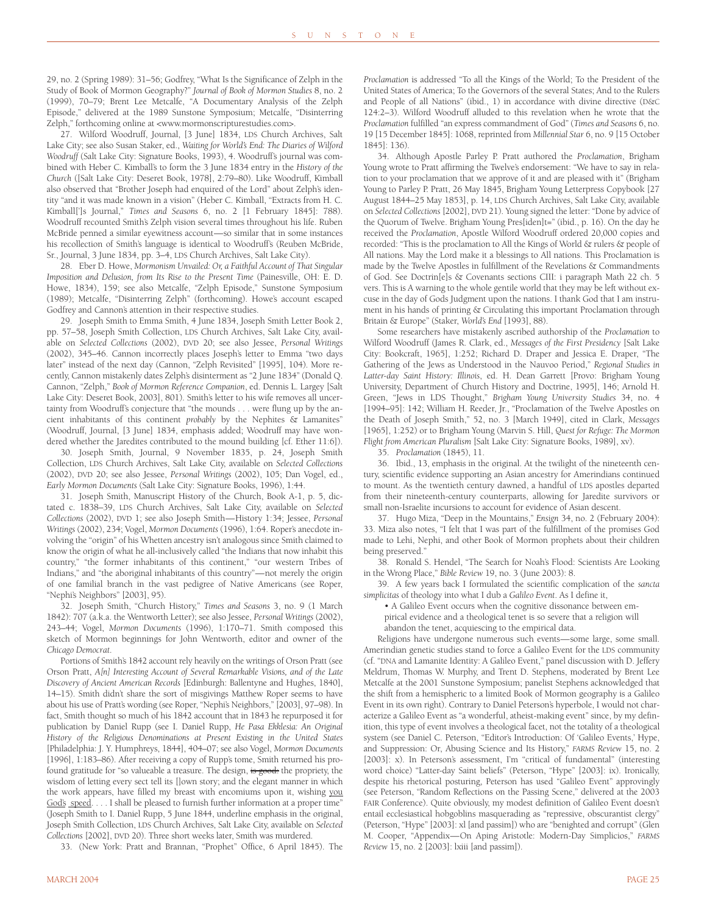29, no. 2 (Spring 1989): 31–56; Godfrey, "What Is the Significance of Zelph in the Study of Book of Mormon Geography?" *Journal of Book of Mormon Studies* 8, no. 2 (1999), 70–79; Brent Lee Metcalfe, "A Documentary Analysis of the Zelph Episode," delivered at the 1989 Sunstone Symposium; Metcalfe, "Disinterring Zelph," forthcoming online at <www.mormonscripturestudies.com>.

27. Wilford Woodruff, Journal, [3 June] 1834, LDS Church Archives, Salt Lake City; see also Susan Staker, ed., *Waiting for World's End: The Diaries of Wilford Woodruff* (Salt Lake City: Signature Books, 1993), 4. Woodruff's journal was combined with Heber C. Kimball's to form the 3 June 1834 entry in the *History of the Church* ([Salt Lake City: Deseret Book, 1978], 2:79–80). Like Woodruff, Kimball also observed that "Brother Joseph had enquired of the Lord" about Zelph's identity "and it was made known in a vision" (Heber C. Kimball, "Extracts from H. C. Kimball[']s Journal," *Times and Seasons* 6, no. 2 [1 February 1845]: 788). Woodruff recounted Smith's Zelph vision several times throughout his life. Ruben McBride penned a similar eyewitness account—so similar that in some instances his recollection of Smith's language is identical to Woodruff's (Reuben McBride, Sr., Journal, 3 June 1834, pp. 3–4, LDS Church Archives, Salt Lake City).

28. Eber D. Howe, *Mormonism Unvailed: Or, a Faithful Account of That Singular Imposition and Delusion, from Its Rise to the Present Time* (Painesville, OH: E. D. Howe, 1834), 159; see also Metcalfe, "Zelph Episode," Sunstone Symposium (1989); Metcalfe, "Disinterring Zelph" (forthcoming). Howe's account escaped Godfrey and Cannon's attention in their respective studies.

29. Joseph Smith to Emma Smith, 4 June 1834, Joseph Smith Letter Book 2, pp. 57–58, Joseph Smith Collection, LDS Church Archives, Salt Lake City, available on *Selected Collections* (2002), DVD 20; see also Jessee, *Personal Writings* (2002), 345–46. Cannon incorrectly places Joseph's letter to Emma "two days later" instead of the next day (Cannon, "Zelph Revisited" [1995], 104). More recently, Cannon mistakenly dates Zelph's disinterment as "2 June 1834" (Donald Q. Cannon, "Zelph," *Book of Mormon Reference Companion*, ed. Dennis L. Largey [Salt Lake City: Deseret Book, 2003], 801). Smith's letter to his wife removes all uncertainty from Woodruff's conjecture that "the mounds . . . were flung up by the ancient inhabitants of this continent *probably* by the Nephites & Lamanites" (Woodruff, Journal, [3 June] 1834, emphasis added; Woodruff may have wondered whether the Jaredites contributed to the mound building [cf. Ether 11:6]).

30. Joseph Smith, Journal, 9 November 1835, p. 24, Joseph Smith Collection, LDS Church Archives, Salt Lake City, available on *Selected Collections* (2002), DVD 20; see also Jessee, *Personal Writings* (2002), 105; Dan Vogel, ed., *Early Mormon Documents* (Salt Lake City: Signature Books, 1996), 1:44.

31. Joseph Smith, Manuscript History of the Church, Book A-1, p. 5, dictated c. 1838–39, LDS Church Archives, Salt Lake City, available on *Selected Collections* (2002), DVD 1; see also Joseph Smith—History 1:34; Jessee, *Personal Writings* (2002), 234; Vogel, *Mormon Documents* (1996), 1:64. Roper's anecdote involving the "origin" of his Whetten ancestry isn't analogous since Smith claimed to know the origin of what he all-inclusively called "the Indians that now inhabit this country," "the former inhabitants of this continent," "our western Tribes of Indians," and "the aboriginal inhabitants of this country"—not merely the origin of one familial branch in the vast pedigree of Native Americans (see Roper, "Nephi's Neighbors" [2003], 95).

32. Joseph Smith, "Church History," *Times and Seasons* 3, no. 9 (1 March 1842): 707 (a.k.a. the Wentworth Letter); see also Jessee, *Personal Writings* (2002), 243–44; Vogel, *Mormon Documents* (1996), 1:170–71. Smith composed this sketch of Mormon beginnings for John Wentworth, editor and owner of the *Chicago Democrat*.

Portions of Smith's 1842 account rely heavily on the writings of Orson Pratt (see Orson Pratt, *A[n] Interesting Account of Several Remarkable Visions, and of the Late Discovery of Ancient American Records* [Edinburgh: Ballentyne and Hughes, 1840], 14–15). Smith didn't share the sort of misgivings Matthew Roper seems to have about his use of Pratt's wording (see Roper, "Nephi's Neighbors," [2003], 97–98). In fact, Smith thought so much of his 1842 account that in 1843 he repurposed it for publication by Daniel Rupp (see I. Daniel Rupp, *He Pasa Ekklesia: An Original History of the Religious Denominations at Present Existing in the United States* [Philadelphia: J. Y. Humphreys, 1844], 404–07; see also Vogel, *Mormon Documents* [1996], 1:183–86). After receiving a copy of Rupp's tome, Smith returned his profound gratitude for "so valueable a treasure. The design, ~~is good:~~ the propriety, the wisdom of letting every sect tell its []own story; and the elegant manner in which the work appears, have filled my breast with encomiums upon it, wishing <u>you God's speed</u>. . . . I shall be pleased to furnish further information at a proper time" (Joseph Smith to I. Daniel Rupp, 5 June 1844, underline emphasis in the original, Joseph Smith Collection, LDS Church Archives, Salt Lake City, available on *Selected Collections* [2002], DVD 20). Three short weeks later, Smith was murdered.

33. (New York: Pratt and Brannan, "Prophet" Office, 6 April 1845). The *Proclamation* is addressed "To all the Kings of the World; To the President of the United States of America; To the Governors of the several States; And to the Rulers and People of all Nations" (ibid., 1) in accordance with divine directive (D&C 124:2–3). Wilford Woodruff alluded to this revelation when he wrote that the *Proclamation* fulfilled "an express commandment of God" (*Times and Seasons* 6, no. 19 [15 December 1845]: 1068, reprinted from *Millennial Star* 6, no. 9 [15 October 1845]: 136).

34. Although Apostle Parley P. Pratt authored the *Proclamation*, Brigham Young wrote to Pratt affirming the Twelve's endorsement: "We have to say in relation to your proclamation that we approve of it and are pleased with it" (Brigham Young to Parley P. Pratt, 26 May 1845, Brigham Young Letterpress Copybook [27 August 1844–25 May 1853], p. 14, LDS Church Archives, Salt Lake City, available on *Selected Collections* [2002], DVD 21). Young signed the letter: "Done by advice of the Quorum of Twelve. Brigham Young Pres[iden]t=" (ibid., p. 16). On the day he received the *Proclamation*, Apostle Wilford Woodruff ordered 20,000 copies and recorded: "This is the proclamation to All the Kings of World & rulers & people of All nations. May the Lord make it a blessings to All nations. This Proclamation is made by the Twelve Apostles in fulfillment of the Revelations & Commandments of God. See Doctrin[e]s & Covenants sections CIII: i paragraph Math 22 ch. 5 vers. This is A warning to the whole gentile world that they may be left without excuse in the day of Gods Judgment upon the nations. I thank God that I am instrument in his hands of printing & Circulating this important Proclamation through Britain & Europe" (Staker, *World's End* [1993], 88).

Some researchers have mistakenly ascribed authorship of the *Proclamation* to Wilford Woodruff (James R. Clark, ed., *Messages of the First Presidency* [Salt Lake City: Bookcraft, 1965], 1:252; Richard D. Draper and Jessica E. Draper, "The Gathering of the Jews as Understood in the Nauvoo Period," *Regional Studies in Latter-day Saint History: Illinois*, ed. H. Dean Garrett [Provo: Brigham Young University, Department of Church History and Doctrine, 1995], 146; Arnold H. Green, "Jews in LDS Thought," *Brigham Young University Studies* 34, no. 4 [1994–95]: 142; William H. Reeder, Jr., "Proclamation of the Twelve Apostles on the Death of Joseph Smith," 52, no. 3 [March 1949], cited in Clark, *Messages* [1965], 1:252) or to Brigham Young (Marvin S. Hill, *Quest for Refuge: The Mormon Flight from American Pluralism* [Salt Lake City: Signature Books, 1989], xv).

35. *Proclamation* (1845), 11.

36. Ibid., 13, emphasis in the original. At the twilight of the nineteenth century, scientific evidence supporting an Asian ancestry for Amerindians continued to mount. As the twentieth century dawned, a handful of LDS apostles departed from their nineteenth-century counterparts, allowing for Jaredite survivors or small non-Israelite incursions to account for evidence of Asian descent.

37. Hugo Miza, "Deep in the Mountains," *Ensign* 34, no. 2 (February 2004): 33. Miza also notes, "I felt that I was part of the fulfillment of the promises God made to Lehi, Nephi, and other Book of Mormon prophets about their children being preserved."

38. Ronald S. Hendel, "The Search for Noah's Flood: Scientists Are Looking in the Wrong Place," *Bible Review* 19, no. 3 (June 2003): 8.

39. A few years back I formulated the scientific complication of the *sancta simplicitas* of theology into what I dub a *Galileo Event*. As I define it,

- A Galileo Event occurs when the cognitive dissonance between empirical evidence and a theological tenet is so severe that a religion will abandon the tenet, acquiescing to the empirical data.

Religions have undergone numerous such events—some large, some small. Amerindian genetic studies stand to force a Galileo Event for the LDS community (cf. "DNA and Lamanite Identity: A Galileo Event," panel discussion with D. Jeffery Meldrum, Thomas W. Murphy, and Trent D. Stephens, moderated by Brent Lee Metcalfe at the 2001 Sunstone Symposium; panelist Stephens acknowledged that the shift from a hemispheric to a limited Book of Mormon geography is a Galileo Event in its own right). Contrary to Daniel Peterson's hyperbole, I would not characterize a Galileo Event as "a wonderful, atheist-making event" since, by my definition, this type of event involves a theological facet, not the totality of a theological system (see Daniel C. Peterson, "Editor's Introduction: Of 'Galileo Events,' Hype, and Suppression: Or, Abusing Science and Its History," *FARMS Review* 15, no. 2 [2003]: x). In Peterson's assessment, I'm "critical of fundamental" (interesting word choice) "Latter-day Saint beliefs" (Peterson, "Hype" [2003]: ix). Ironically, despite his rhetorical posturing, Peterson has used "Galileo Event" approvingly (see Peterson, "Random Reflections on the Passing Scene," delivered at the 2003 FAIR Conference). Quite obviously, my modest definition of Galileo Event doesn't entail ecclesiastical hobgoblins masquerading as "repressive, obscurantist clergy" (Peterson, "Hype" [2003]: xl [and passim]) who are "benighted and corrupt" (Glen M. Cooper, "Appendix—On Aping Aristotle: Modern-Day Simplicios," *FARMS Review* 15, no. 2 [2003]: lxiii [and passim]).